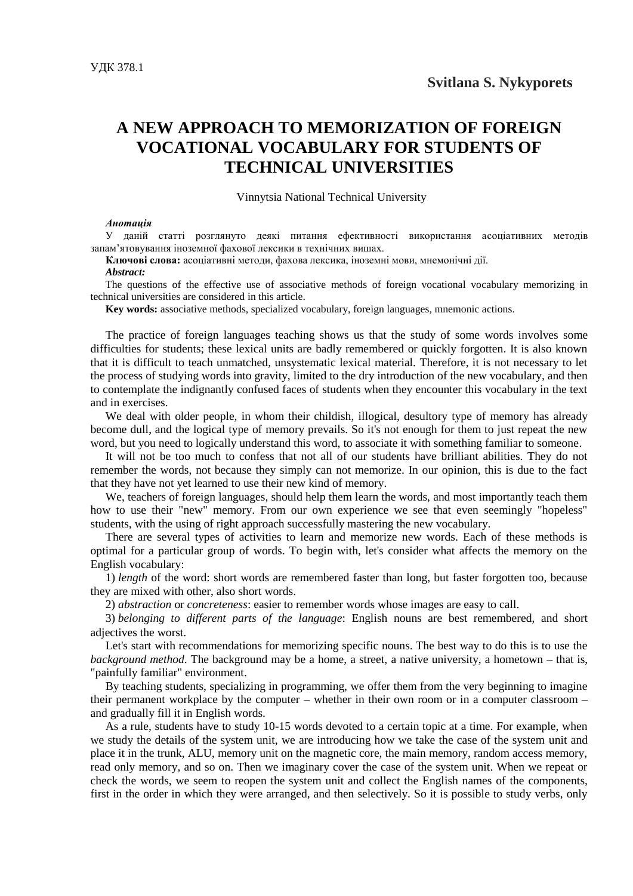УДК 378.1

**Svitlana S. Nykyporets**

# A NEW APPROACH TO MEMORIZATION OF FOREIGN VOCATIONAL VOCABULARY FOR STUDENTS OF TECHNICAL UNIVERSITIES

Vinnytsia National Technical University

***Анотація***

У даній статті розглянуто деякі питання ефективності використання асоціативних методів запам'ятовування іноземної фахової лексики в технічних вишах.

**Ключові слова:** асоціативні методи, фахова лексика, іноземні мови, мнемонічні дії.

***Abstract:***

The questions of the effective use of associative methods of foreign vocational vocabulary memorizing in technical universities are considered in this article.

**Key words:** associative methods, specialized vocabulary, foreign languages, mnemonic actions.

The practice of foreign languages teaching shows us that the study of some words involves some difficulties for students; these lexical units are badly remembered or quickly forgotten. It is also known that it is difficult to teach unmatched, unsystematic lexical material. Therefore, it is not necessary to let the process of studying words into gravity, limited to the dry introduction of the new vocabulary, and then to contemplate the indignantly confused faces of students when they encounter this vocabulary in the text and in exercises.

We deal with older people, in whom their childish, illogical, desultory type of memory has already become dull, and the logical type of memory prevails. So it's not enough for them to just repeat the new word, but you need to logically understand this word, to associate it with something familiar to someone.

It will not be too much to confess that not all of our students have brilliant abilities. They do not remember the words, not because they simply can not memorize. In our opinion, this is due to the fact that they have not yet learned to use their new kind of memory.

We, teachers of foreign languages, should help them learn the words, and most importantly teach them how to use their "new" memory. From our own experience we see that even seemingly "hopeless" students, with the using of right approach successfully mastering the new vocabulary.

There are several types of activities to learn and memorize new words. Each of these methods is optimal for a particular group of words. To begin with, let's consider what affects the memory on the English vocabulary:

1) *length* of the word: short words are remembered faster than long, but faster forgotten too, because they are mixed with other, also short words.

2) *abstraction* or *concreteness*: easier to remember words whose images are easy to call.

3) *belonging to different parts of the language*: English nouns are best remembered, and short adjectives the worst.

Let's start with recommendations for memorizing specific nouns. The best way to do this is to use the *background method*. The background may be a home, a street, a native university, a hometown – that is, "painfully familiar" environment.

By teaching students, specializing in programming, we offer them from the very beginning to imagine their permanent workplace by the computer – whether in their own room or in a computer classroom – and gradually fill it in English words.

As a rule, students have to study 10-15 words devoted to a certain topic at a time. For example, when we study the details of the system unit, we are introducing how we take the case of the system unit and place it in the trunk, ALU, memory unit on the magnetic core, the main memory, random access memory, read only memory, and so on. Then we imaginary cover the case of the system unit. When we repeat or check the words, we seem to reopen the system unit and collect the English names of the components, first in the order in which they were arranged, and then selectively. So it is possible to study verbs, only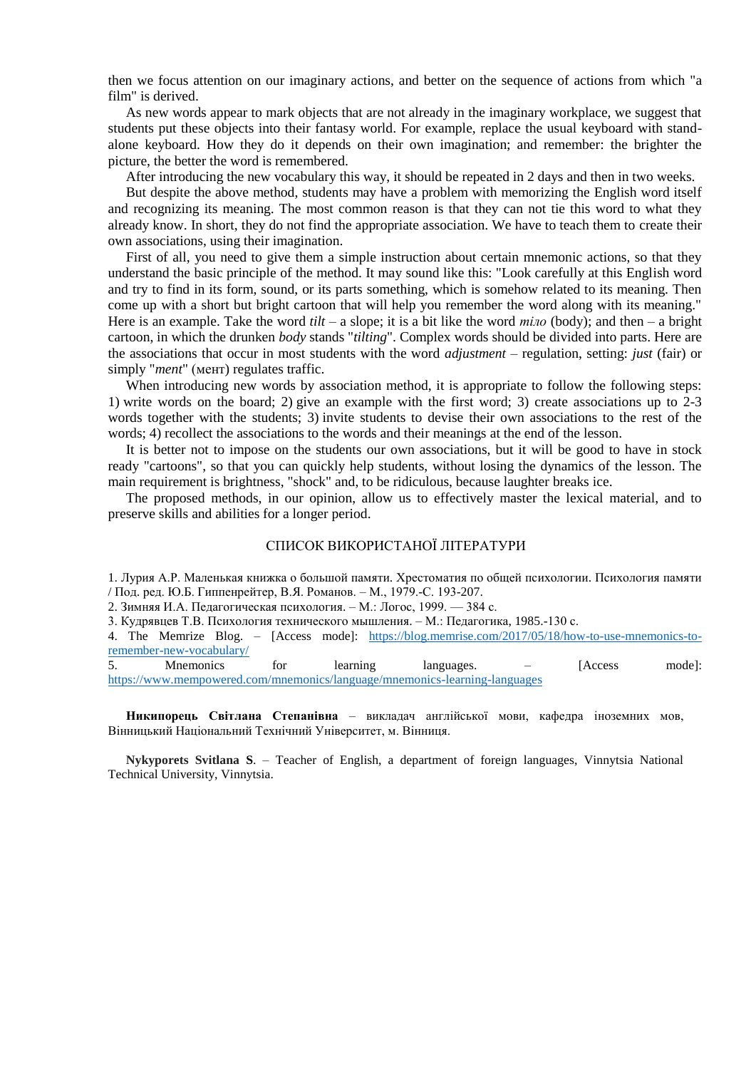then we focus attention on our imaginary actions, and better on the sequence of actions from which "a film" is derived.

As new words appear to mark objects that are not already in the imaginary workplace, we suggest that students put these objects into their fantasy world. For example, replace the usual keyboard with stand-alone keyboard. How they do it depends on their own imagination; and remember: the brighter the picture, the better the word is remembered.

After introducing the new vocabulary this way, it should be repeated in 2 days and then in two weeks.

But despite the above method, students may have a problem with memorizing the English word itself and recognizing its meaning. The most common reason is that they can not tie this word to what they already know. In short, they do not find the appropriate association. We have to teach them to create their own associations, using their imagination.

First of all, you need to give them a simple instruction about certain mnemonic actions, so that they understand the basic principle of the method. It may sound like this: "Look carefully at this English word and try to find in its form, sound, or its parts something, which is somehow related to its meaning. Then come up with a short but bright cartoon that will help you remember the word along with its meaning." Here is an example. Take the word *tilt* – a slope; it is a bit like the word *тіло* (body); and then – a bright cartoon, in which the drunken *body* stands "*tilting*". Complex words should be divided into parts. Here are the associations that occur in most students with the word *adjustment* – regulation, setting: *just* (fair) or simply "*ment*" (мент) regulates traffic.

When introducing new words by association method, it is appropriate to follow the following steps: 1) write words on the board; 2) give an example with the first word; 3) create associations up to 2-3 words together with the students; 3) invite students to devise their own associations to the rest of the words; 4) recollect the associations to the words and their meanings at the end of the lesson.

It is better not to impose on the students our own associations, but it will be good to have in stock ready "cartoons", so that you can quickly help students, without losing the dynamics of the lesson. The main requirement is brightness, "shock" and, to be ridiculous, because laughter breaks ice.

The proposed methods, in our opinion, allow us to effectively master the lexical material, and to preserve skills and abilities for a longer period.

## СПИСОК ВИКОРИСТАНОЇ ЛІТЕРАТУРИ

1. Лурия А.Р. Маленькая книжка о большой памяти. Хрестоматия по общей психологии. Психология памяти / Под. ред. Ю.Б. Гиппенрейтер, В.Я. Романов. – М., 1979.-С. 193-207.
2. Зимняя И.А. Педагогическая психология. – М.: Логос, 1999. — 384 с.
3. Кудрявцев Т.В. Психология технического мышления. – М.: Педагогика, 1985.-130 с.
4. The Memrize Blog. – [Access mode]: https://blog.memrise.com/2017/05/18/how-to-use-mnemonics-to-remember-new-vocabulary/
5. Mnemonics for learning languages. – [Access mode]: https://www.mempowered.com/mnemonics/language/mnemonics-learning-languages

**Никипорець Світлана Степанівна** – викладач англійської мови, кафедра іноземних мов, Вінницький Національний Технічний Університет, м. Вінниця.

**Nykyporets Svitlana S**. – Teacher of English, a department of foreign languages, Vinnytsia National Technical University, Vinnytsia.